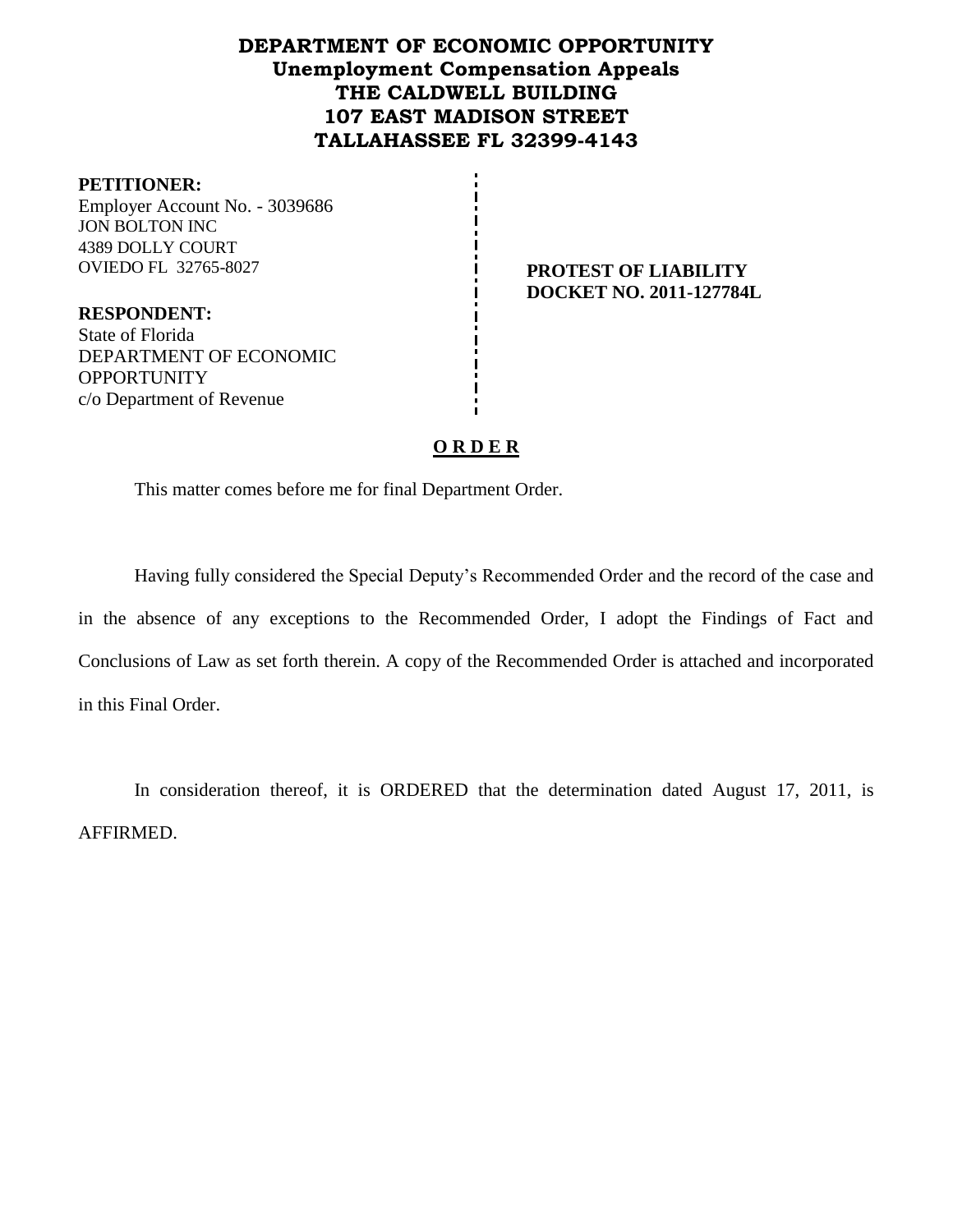**DEPARTMENT OF ECONOMIC OPPORTUNITY**
**Unemployment Compensation Appeals**
**THE CALDWELL BUILDING**
**107 EAST MADISON STREET**
**TALLAHASSEE FL 32399-4143**

**PETITIONER:**
Employer Account No. - 3039686
JON BOLTON INC
4389 DOLLY COURT
OVIEDO FL 32765-8027

**RESPONDENT:**
State of Florida
DEPARTMENT OF ECONOMIC OPPORTUNITY
c/o Department of Revenue

**PROTEST OF LIABILITY**
**DOCKET NO. 2011-127784L**

**O R D E R**

This matter comes before me for final Department Order.

Having fully considered the Special Deputy's Recommended Order and the record of the case and in the absence of any exceptions to the Recommended Order, I adopt the Findings of Fact and Conclusions of Law as set forth therein. A copy of the Recommended Order is attached and incorporated in this Final Order.

In consideration thereof, it is ORDERED that the determination dated August 17, 2011, is AFFIRMED.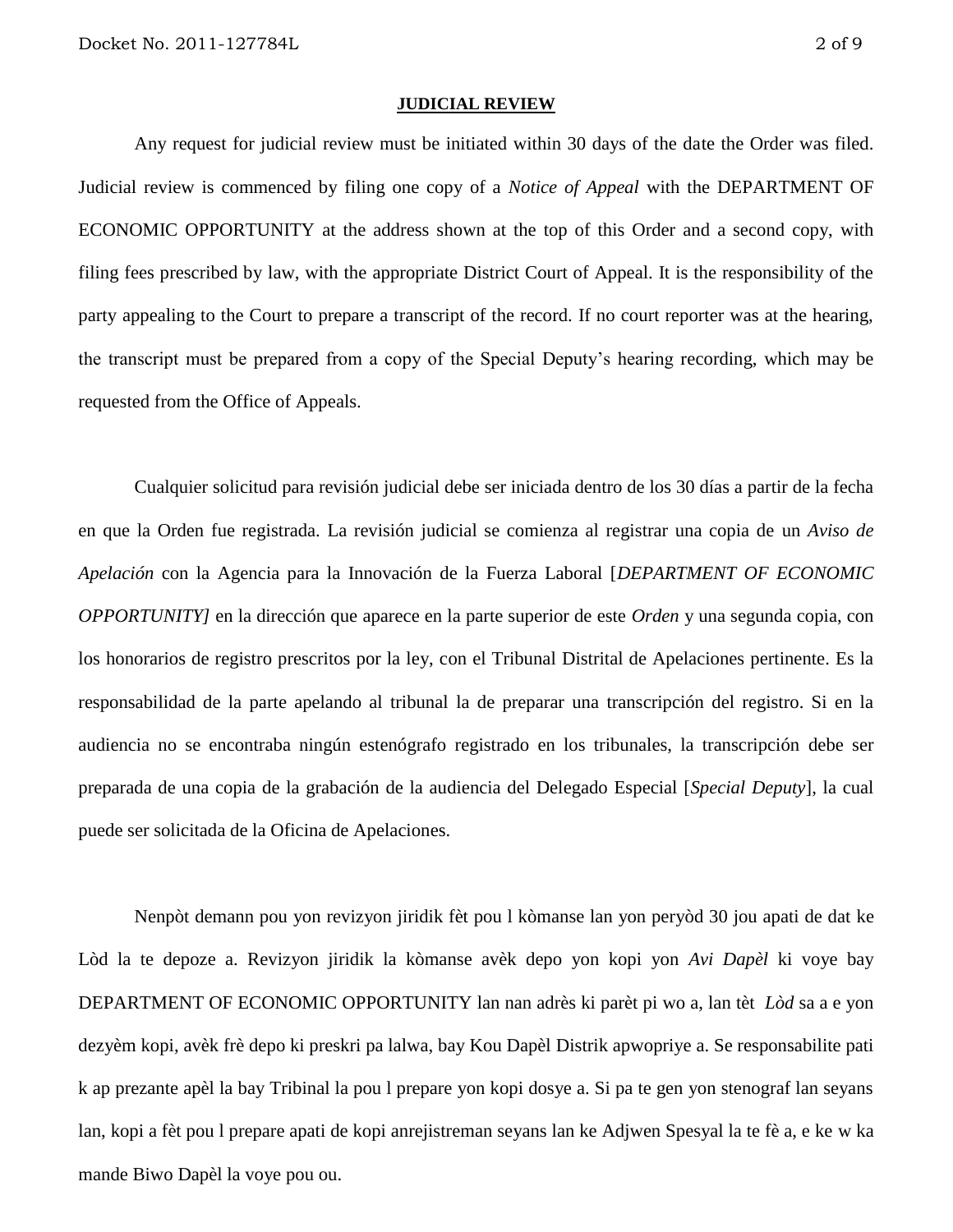**JUDICIAL REVIEW**

Any request for judicial review must be initiated within 30 days of the date the Order was filed. Judicial review is commenced by filing one copy of a *Notice of Appeal* with the DEPARTMENT OF ECONOMIC OPPORTUNITY at the address shown at the top of this Order and a second copy, with filing fees prescribed by law, with the appropriate District Court of Appeal. It is the responsibility of the party appealing to the Court to prepare a transcript of the record. If no court reporter was at the hearing, the transcript must be prepared from a copy of the Special Deputy's hearing recording, which may be requested from the Office of Appeals.

Cualquier solicitud para revisión judicial debe ser iniciada dentro de los 30 días a partir de la fecha en que la Orden fue registrada. La revisión judicial se comienza al registrar una copia de un *Aviso de Apelación* con la Agencia para la Innovación de la Fuerza Laboral [*DEPARTMENT OF ECONOMIC OPPORTUNITY]* en la dirección que aparece en la parte superior de este *Orden* y una segunda copia, con los honorarios de registro prescritos por la ley, con el Tribunal Distrital de Apelaciones pertinente. Es la responsabilidad de la parte apelando al tribunal la de preparar una transcripción del registro. Si en la audiencia no se encontraba ningún estenógrafo registrado en los tribunales, la transcripción debe ser preparada de una copia de la grabación de la audiencia del Delegado Especial [*Special Deputy*], la cual puede ser solicitada de la Oficina de Apelaciones.

Nenpòt demann pou yon revizyon jiridik fèt pou l kòmanse lan yon peryòd 30 jou apati de dat ke Lòd la te depoze a. Revizyon jiridik la kòmanse avèk depo yon kopi yon *Avi Dapèl* ki voye bay DEPARTMENT OF ECONOMIC OPPORTUNITY lan nan adrès ki parèt pi wo a, lan tèt *Lòd* sa a e yon dezyèm kopi, avèk frè depo ki preskri pa lalwa, bay Kou Dapèl Distrik apwopriye a. Se responsabilite pati k ap prezante apèl la bay Tribinal la pou l prepare yon kopi dosye a. Si pa te gen yon stenograf lan seyans lan, kopi a fèt pou l prepare apati de kopi anrejistreman seyans lan ke Adjwen Spesyal la te fè a, e ke w ka mande Biwo Dapèl la voye pou ou.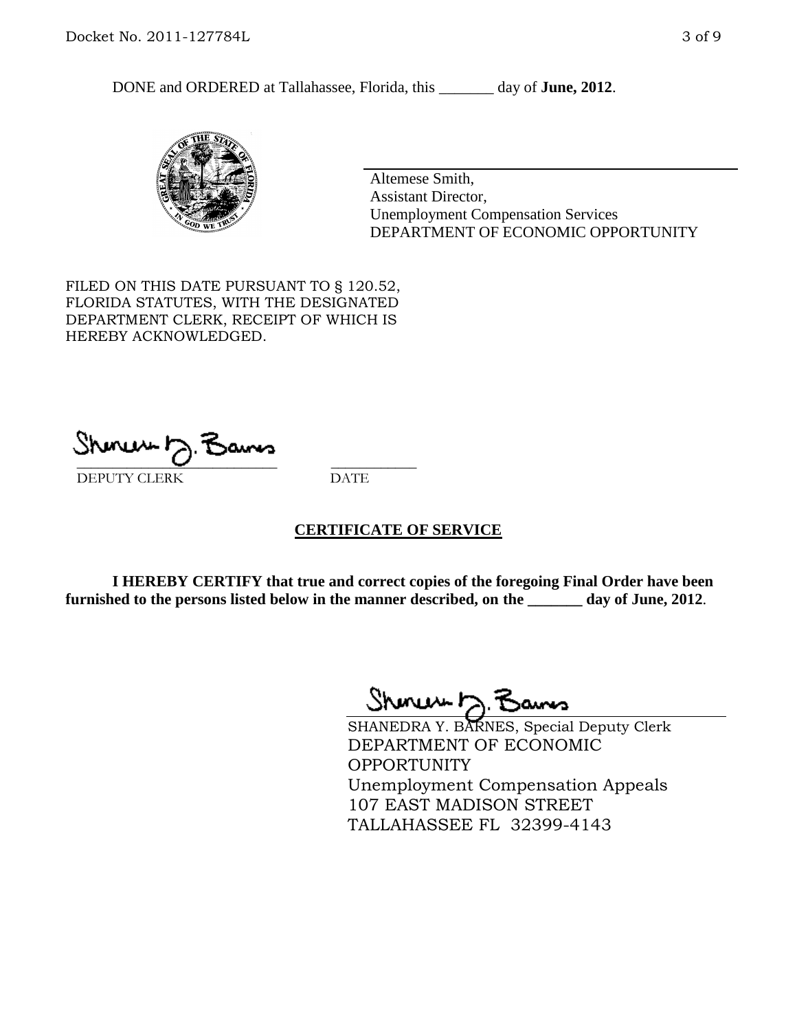DONE and ORDERED at Tallahassee, Florida, this _______ day of **June, 2012**.

Altemese Smith,
Assistant Director,
Unemployment Compensation Services
DEPARTMENT OF ECONOMIC OPPORTUNITY

FILED ON THIS DATE PURSUANT TO § 120.52, FLORIDA STATUTES, WITH THE DESIGNATED DEPARTMENT CLERK, RECEIPT OF WHICH IS HEREBY ACKNOWLEDGED.

___________________________ ___________
DEPUTY CLERK DATE

## CERTIFICATE OF SERVICE

**I HEREBY CERTIFY that true and correct copies of the foregoing Final Order have been furnished to the persons listed below in the manner described, on the _______ day of June, 2012**.

SHANEDRA Y. BARNES, Special Deputy Clerk
DEPARTMENT OF ECONOMIC OPPORTUNITY
Unemployment Compensation Appeals
107 EAST MADISON STREET
TALLAHASSEE FL 32399-4143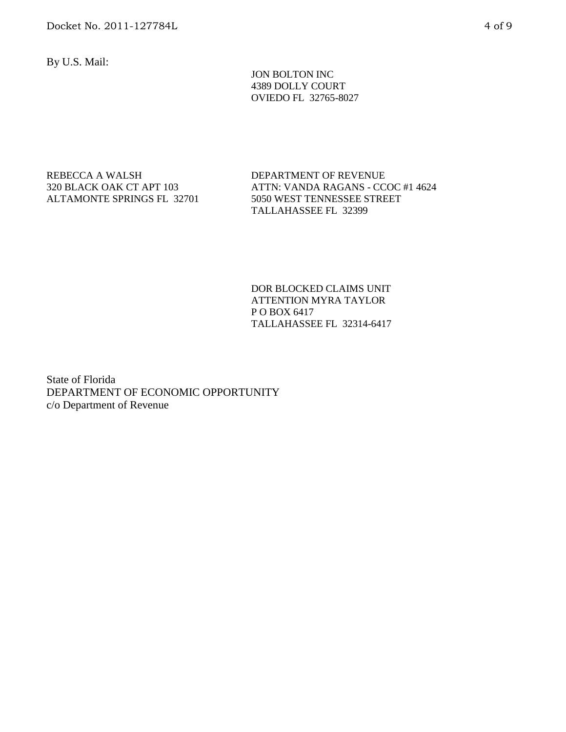By U.S. Mail:

JON BOLTON INC
4389 DOLLY COURT
OVIEDO FL 32765-8027

REBECCA A WALSH
320 BLACK OAK CT APT 103
ALTAMONTE SPRINGS FL 32701

DEPARTMENT OF REVENUE
ATTN: VANDA RAGANS - CCOC #1 4624
5050 WEST TENNESSEE STREET
TALLAHASSEE FL 32399

DOR BLOCKED CLAIMS UNIT
ATTENTION MYRA TAYLOR
P O BOX 6417
TALLAHASSEE FL 32314-6417

State of Florida
DEPARTMENT OF ECONOMIC OPPORTUNITY
c/o Department of Revenue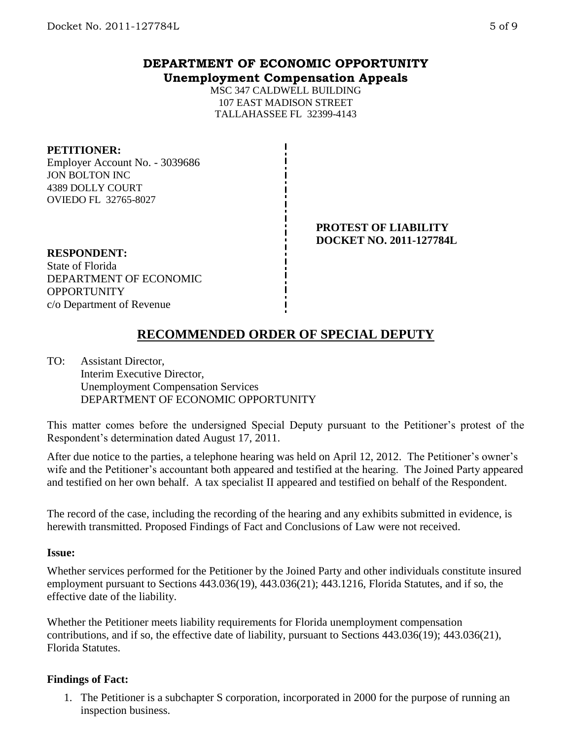# DEPARTMENT OF ECONOMIC OPPORTUNITY

## Unemployment Compensation Appeals

MSC 347 CALDWELL BUILDING
107 EAST MADISON STREET
TALLAHASSEE FL 32399-4143

**PETITIONER:**
Employer Account No. - 3039686
JON BOLTON INC
4389 DOLLY COURT
OVIEDO FL 32765-8027

**PROTEST OF LIABILITY**
**DOCKET NO. 2011-127784L**

**RESPONDENT:**
State of Florida
DEPARTMENT OF ECONOMIC OPPORTUNITY
c/o Department of Revenue

## RECOMMENDED ORDER OF SPECIAL DEPUTY

TO: Assistant Director,
Interim Executive Director,
Unemployment Compensation Services
DEPARTMENT OF ECONOMIC OPPORTUNITY

This matter comes before the undersigned Special Deputy pursuant to the Petitioner's protest of the Respondent's determination dated August 17, 2011.

After due notice to the parties, a telephone hearing was held on April 12, 2012. The Petitioner's owner's wife and the Petitioner's accountant both appeared and testified at the hearing. The Joined Party appeared and testified on her own behalf. A tax specialist II appeared and testified on behalf of the Respondent.

The record of the case, including the recording of the hearing and any exhibits submitted in evidence, is herewith transmitted. Proposed Findings of Fact and Conclusions of Law were not received.

**Issue:**

Whether services performed for the Petitioner by the Joined Party and other individuals constitute insured employment pursuant to Sections 443.036(19), 443.036(21); 443.1216, Florida Statutes, and if so, the effective date of the liability.

Whether the Petitioner meets liability requirements for Florida unemployment compensation contributions, and if so, the effective date of liability, pursuant to Sections 443.036(19); 443.036(21), Florida Statutes.

**Findings of Fact:**

1. The Petitioner is a subchapter S corporation, incorporated in 2000 for the purpose of running an inspection business.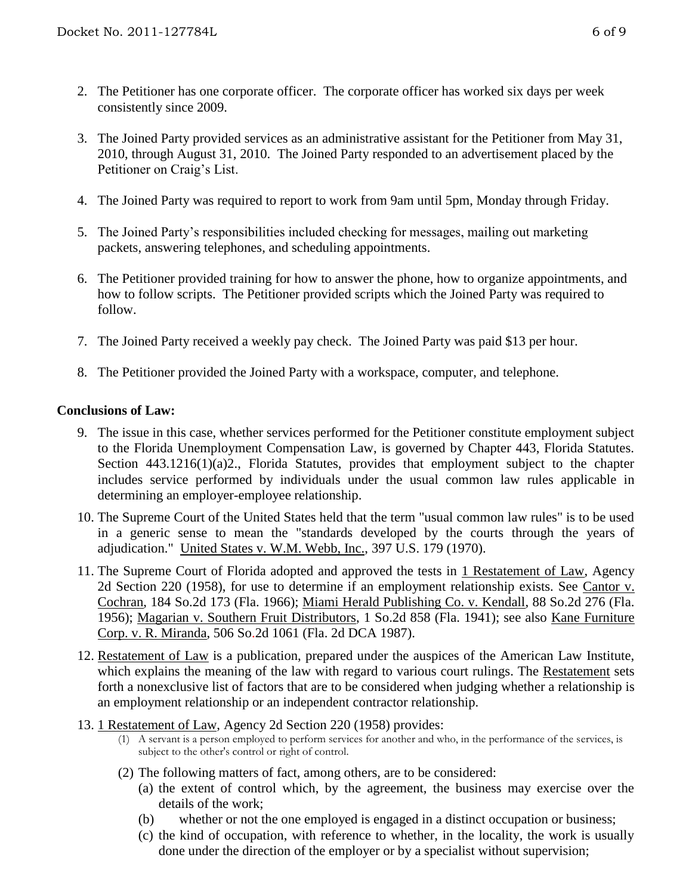2. The Petitioner has one corporate officer. The corporate officer has worked six days per week consistently since 2009.

3. The Joined Party provided services as an administrative assistant for the Petitioner from May 31, 2010, through August 31, 2010. The Joined Party responded to an advertisement placed by the Petitioner on Craig's List.

4. The Joined Party was required to report to work from 9am until 5pm, Monday through Friday.

5. The Joined Party's responsibilities included checking for messages, mailing out marketing packets, answering telephones, and scheduling appointments.

6. The Petitioner provided training for how to answer the phone, how to organize appointments, and how to follow scripts. The Petitioner provided scripts which the Joined Party was required to follow.

7. The Joined Party received a weekly pay check. The Joined Party was paid $13 per hour.

8. The Petitioner provided the Joined Party with a workspace, computer, and telephone.

## Conclusions of Law:

9. The issue in this case, whether services performed for the Petitioner constitute employment subject to the Florida Unemployment Compensation Law, is governed by Chapter 443, Florida Statutes. Section 443.1216(1)(a)2., Florida Statutes, provides that employment subject to the chapter includes service performed by individuals under the usual common law rules applicable in determining an employer-employee relationship.

10. The Supreme Court of the United States held that the term "usual common law rules" is to be used in a generic sense to mean the "standards developed by the courts through the years of adjudication." United States v. W.M. Webb, Inc., 397 U.S. 179 (1970).

11. The Supreme Court of Florida adopted and approved the tests in 1 Restatement of Law, Agency 2d Section 220 (1958), for use to determine if an employment relationship exists. See Cantor v. Cochran, 184 So.2d 173 (Fla. 1966); Miami Herald Publishing Co. v. Kendall, 88 So.2d 276 (Fla. 1956); Magarian v. Southern Fruit Distributors, 1 So.2d 858 (Fla. 1941); see also Kane Furniture Corp. v. R. Miranda, 506 So.2d 1061 (Fla. 2d DCA 1987).

12. Restatement of Law is a publication, prepared under the auspices of the American Law Institute, which explains the meaning of the law with regard to various court rulings. The Restatement sets forth a nonexclusive list of factors that are to be considered when judging whether a relationship is an employment relationship or an independent contractor relationship.

13. 1 Restatement of Law, Agency 2d Section 220 (1958) provides:

    (1) A servant is a person employed to perform services for another and who, in the performance of the services, is subject to the other's control or right of control.

    (2) The following matters of fact, among others, are to be considered:

    (a) the extent of control which, by the agreement, the business may exercise over the details of the work;

    (b) whether or not the one employed is engaged in a distinct occupation or business;

    (c) the kind of occupation, with reference to whether, in the locality, the work is usually done under the direction of the employer or by a specialist without supervision;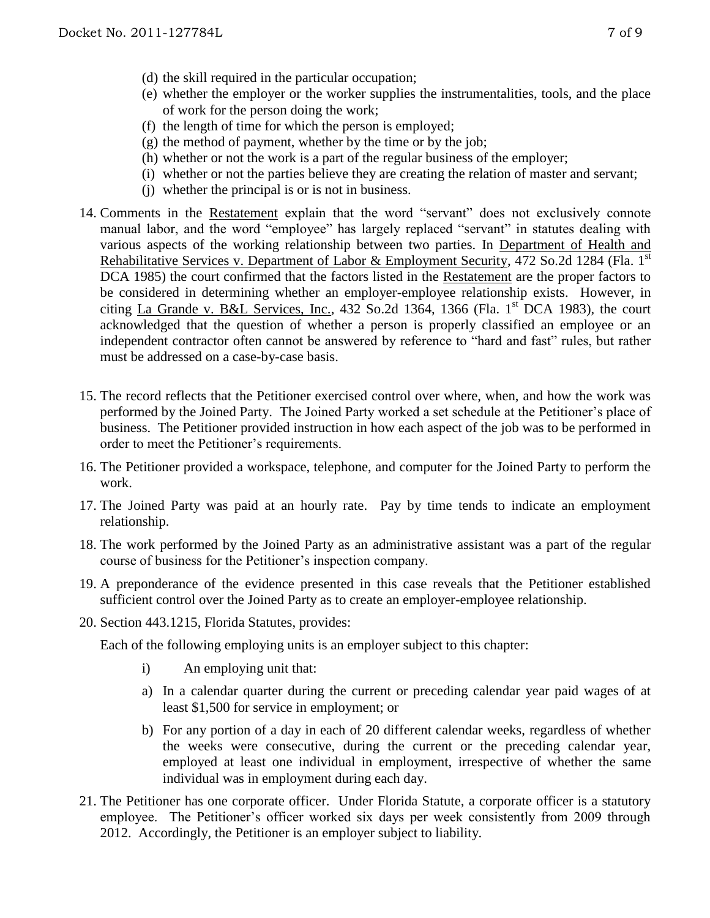(d) the skill required in the particular occupation;
(e) whether the employer or the worker supplies the instrumentalities, tools, and the place of work for the person doing the work;
(f) the length of time for which the person is employed;
(g) the method of payment, whether by the time or by the job;
(h) whether or not the work is a part of the regular business of the employer;
(i) whether or not the parties believe they are creating the relation of master and servant;
(j) whether the principal is or is not in business.

14. Comments in the Restatement explain that the word "servant" does not exclusively connote manual labor, and the word "employee" has largely replaced "servant" in statutes dealing with various aspects of the working relationship between two parties. In Department of Health and Rehabilitative Services v. Department of Labor & Employment Security, 472 So.2d 1284 (Fla. 1st DCA 1985) the court confirmed that the factors listed in the Restatement are the proper factors to be considered in determining whether an employer-employee relationship exists. However, in citing La Grande v. B&L Services, Inc., 432 So.2d 1364, 1366 (Fla. 1st DCA 1983), the court acknowledged that the question of whether a person is properly classified an employee or an independent contractor often cannot be answered by reference to "hard and fast" rules, but rather must be addressed on a case-by-case basis.

15. The record reflects that the Petitioner exercised control over where, when, and how the work was performed by the Joined Party. The Joined Party worked a set schedule at the Petitioner's place of business. The Petitioner provided instruction in how each aspect of the job was to be performed in order to meet the Petitioner's requirements.

16. The Petitioner provided a workspace, telephone, and computer for the Joined Party to perform the work.

17. The Joined Party was paid at an hourly rate. Pay by time tends to indicate an employment relationship.

18. The work performed by the Joined Party as an administrative assistant was a part of the regular course of business for the Petitioner's inspection company.

19. A preponderance of the evidence presented in this case reveals that the Petitioner established sufficient control over the Joined Party as to create an employer-employee relationship.

20. Section 443.1215, Florida Statutes, provides:

    Each of the following employing units is an employer subject to this chapter:

    i) An employing unit that:

    a) In a calendar quarter during the current or preceding calendar year paid wages of at least $1,500 for service in employment; or

    b) For any portion of a day in each of 20 different calendar weeks, regardless of whether the weeks were consecutive, during the current or the preceding calendar year, employed at least one individual in employment, irrespective of whether the same individual was in employment during each day.

21. The Petitioner has one corporate officer. Under Florida Statute, a corporate officer is a statutory employee. The Petitioner's officer worked six days per week consistently from 2009 through 2012. Accordingly, the Petitioner is an employer subject to liability.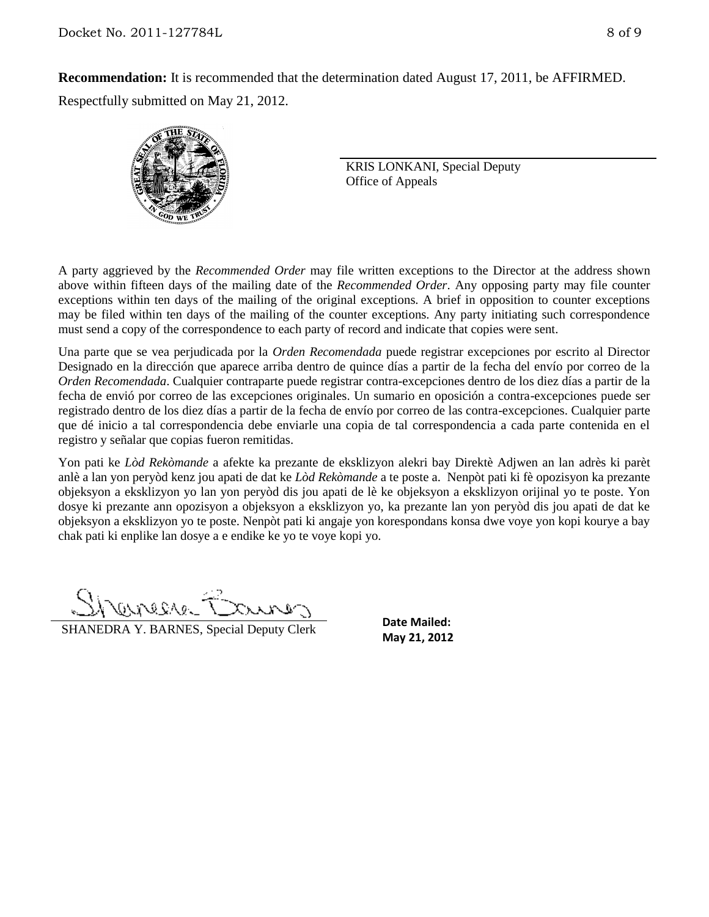**Recommendation:** It is recommended that the determination dated August 17, 2011, be AFFIRMED.

Respectfully submitted on May 21, 2012.

KRIS LONKANI, Special Deputy
Office of Appeals

A party aggrieved by the *Recommended Order* may file written exceptions to the Director at the address shown above within fifteen days of the mailing date of the *Recommended Order*. Any opposing party may file counter exceptions within ten days of the mailing of the original exceptions. A brief in opposition to counter exceptions may be filed within ten days of the mailing of the counter exceptions. Any party initiating such correspondence must send a copy of the correspondence to each party of record and indicate that copies were sent.

Una parte que se vea perjudicada por la *Orden Recomendada* puede registrar excepciones por escrito al Director Designado en la dirección que aparece arriba dentro de quince días a partir de la fecha del envío por correo de la *Orden Recomendada*. Cualquier contraparte puede registrar contra-excepciones dentro de los diez días a partir de la fecha de envió por correo de las excepciones originales. Un sumario en oposición a contra-excepciones puede ser registrado dentro de los diez días a partir de la fecha de envío por correo de las contra-excepciones. Cualquier parte que dé inicio a tal correspondencia debe enviarle una copia de tal correspondencia a cada parte contenida en el registro y señalar que copias fueron remitidas.

Yon pati ke *Lòd Rekòmande* a afekte ka prezante de eksklizyon alekri bay Direktè Adjwen an lan adrès ki parèt anlè a lan yon peryòd kenz jou apati de dat ke *Lòd Rekòmande* a te poste a. Nenpòt pati ki fè opozisyon ka prezante objeksyon a eksklizyon yo lan yon peryòd dis jou apati de lè ke objeksyon a eksklizyon orijinal yo te poste. Yon dosye ki prezante ann opozisyon a objeksyon a eksklizyon yo, ka prezante lan yon peryòd dis jou apati de dat ke objeksyon a eksklizyon yo te poste. Nenpòt pati ki angaje yon korespondans konsa dwe voye yon kopi kourye a bay chak pati ki enplike lan dosye a e endike ke yo te voye kopi yo.

SHANEDRA Y. BARNES, Special Deputy Clerk

**Date Mailed:**
**May 21, 2012**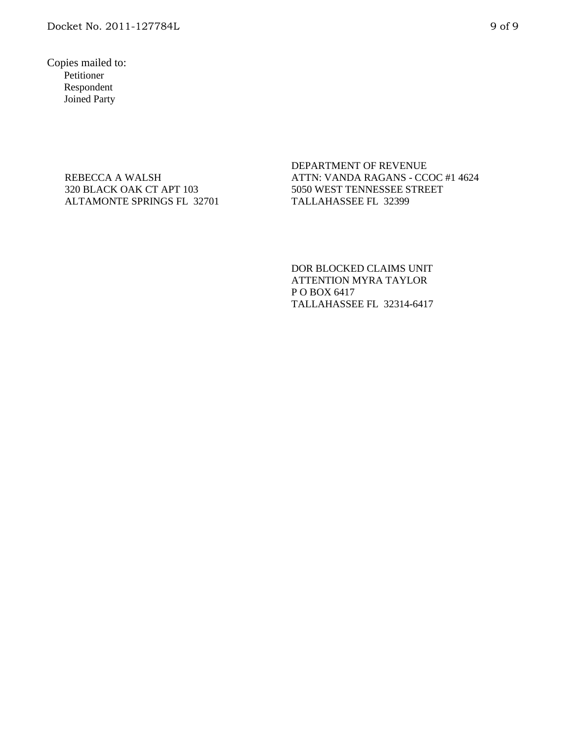Copies mailed to:
- Petitioner
- Respondent
- Joined Party

REBECCA A WALSH
320 BLACK OAK CT APT 103
ALTAMONTE SPRINGS FL 32701

DEPARTMENT OF REVENUE
ATTN: VANDA RAGANS - CCOC #1 4624
5050 WEST TENNESSEE STREET
TALLAHASSEE FL 32399

DOR BLOCKED CLAIMS UNIT
ATTENTION MYRA TAYLOR
P O BOX 6417
TALLAHASSEE FL 32314-6417